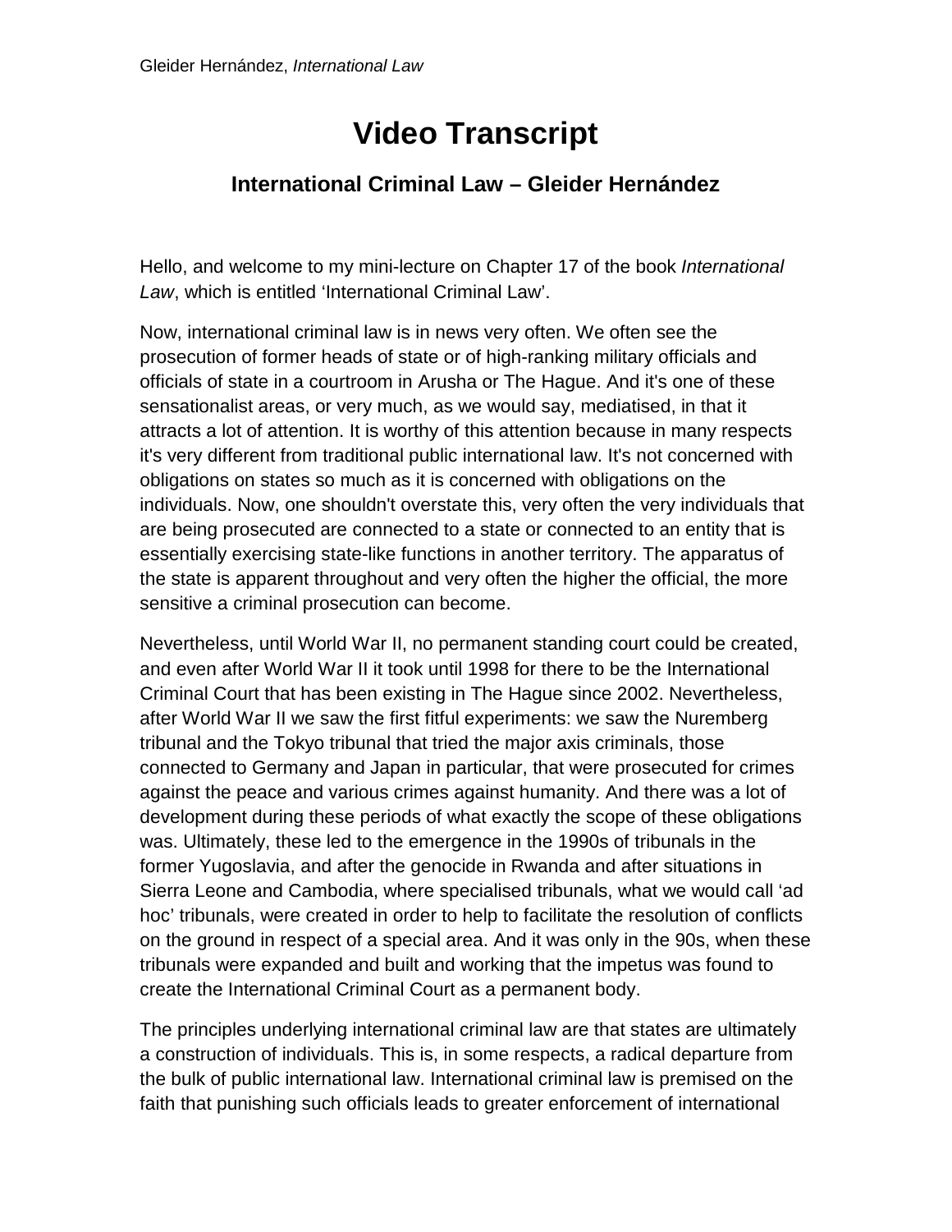# Video Transcript

## International Criminal Law – Gleider Hernández

Hello, and welcome to my mini-lecture on Chapter 17 of the book *International Law*, which is entitled 'International Criminal Law'.

Now, international criminal law is in news very often. We often see the prosecution of former heads of state or of high-ranking military officials and officials of state in a courtroom in Arusha or The Hague. And it's one of these sensationalist areas, or very much, as we would say, mediatised, in that it attracts a lot of attention. It is worthy of this attention because in many respects it's very different from traditional public international law. It's not concerned with obligations on states so much as it is concerned with obligations on the individuals. Now, one shouldn't overstate this, very often the very individuals that are being prosecuted are connected to a state or connected to an entity that is essentially exercising state-like functions in another territory. The apparatus of the state is apparent throughout and very often the higher the official, the more sensitive a criminal prosecution can become.

Nevertheless, until World War II, no permanent standing court could be created, and even after World War II it took until 1998 for there to be the International Criminal Court that has been existing in The Hague since 2002. Nevertheless, after World War II we saw the first fitful experiments: we saw the Nuremberg tribunal and the Tokyo tribunal that tried the major axis criminals, those connected to Germany and Japan in particular, that were prosecuted for crimes against the peace and various crimes against humanity. And there was a lot of development during these periods of what exactly the scope of these obligations was. Ultimately, these led to the emergence in the 1990s of tribunals in the former Yugoslavia, and after the genocide in Rwanda and after situations in Sierra Leone and Cambodia, where specialised tribunals, what we would call 'ad hoc' tribunals, were created in order to help to facilitate the resolution of conflicts on the ground in respect of a special area. And it was only in the 90s, when these tribunals were expanded and built and working that the impetus was found to create the International Criminal Court as a permanent body.

The principles underlying international criminal law are that states are ultimately a construction of individuals. This is, in some respects, a radical departure from the bulk of public international law. International criminal law is premised on the faith that punishing such officials leads to greater enforcement of international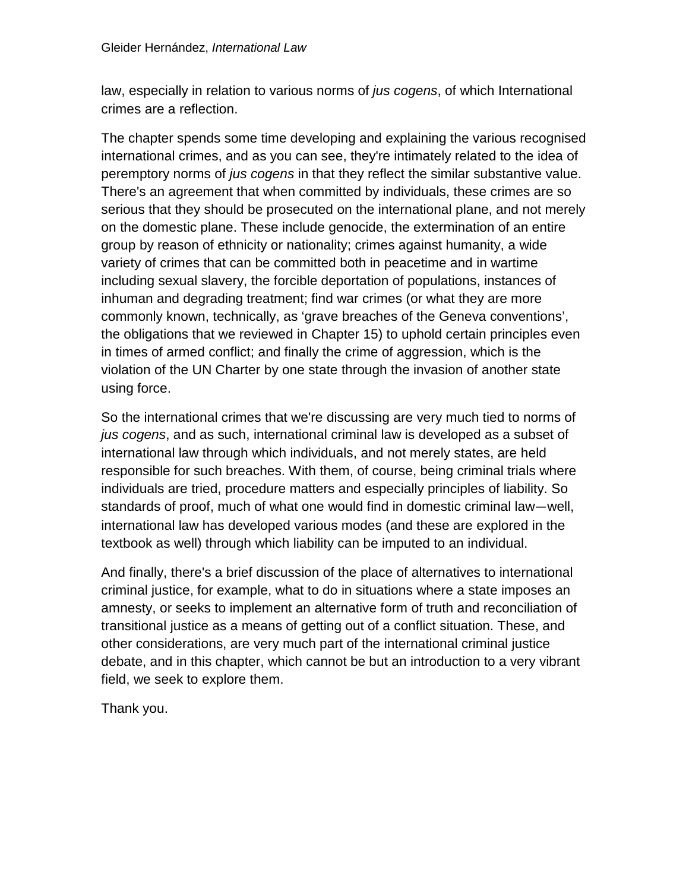law, especially in relation to various norms of *jus cogens*, of which International crimes are a reflection.

The chapter spends some time developing and explaining the various recognised international crimes, and as you can see, they're intimately related to the idea of peremptory norms of *jus cogens* in that they reflect the similar substantive value. There's an agreement that when committed by individuals, these crimes are so serious that they should be prosecuted on the international plane, and not merely on the domestic plane. These include genocide, the extermination of an entire group by reason of ethnicity or nationality; crimes against humanity, a wide variety of crimes that can be committed both in peacetime and in wartime including sexual slavery, the forcible deportation of populations, instances of inhuman and degrading treatment; find war crimes (or what they are more commonly known, technically, as 'grave breaches of the Geneva conventions', the obligations that we reviewed in Chapter 15) to uphold certain principles even in times of armed conflict; and finally the crime of aggression, which is the violation of the UN Charter by one state through the invasion of another state using force.

So the international crimes that we're discussing are very much tied to norms of *jus cogens*, and as such, international criminal law is developed as a subset of international law through which individuals, and not merely states, are held responsible for such breaches. With them, of course, being criminal trials where individuals are tried, procedure matters and especially principles of liability. So standards of proof, much of what one would find in domestic criminal law—well, international law has developed various modes (and these are explored in the textbook as well) through which liability can be imputed to an individual.

And finally, there's a brief discussion of the place of alternatives to international criminal justice, for example, what to do in situations where a state imposes an amnesty, or seeks to implement an alternative form of truth and reconciliation of transitional justice as a means of getting out of a conflict situation. These, and other considerations, are very much part of the international criminal justice debate, and in this chapter, which cannot be but an introduction to a very vibrant field, we seek to explore them.

Thank you.